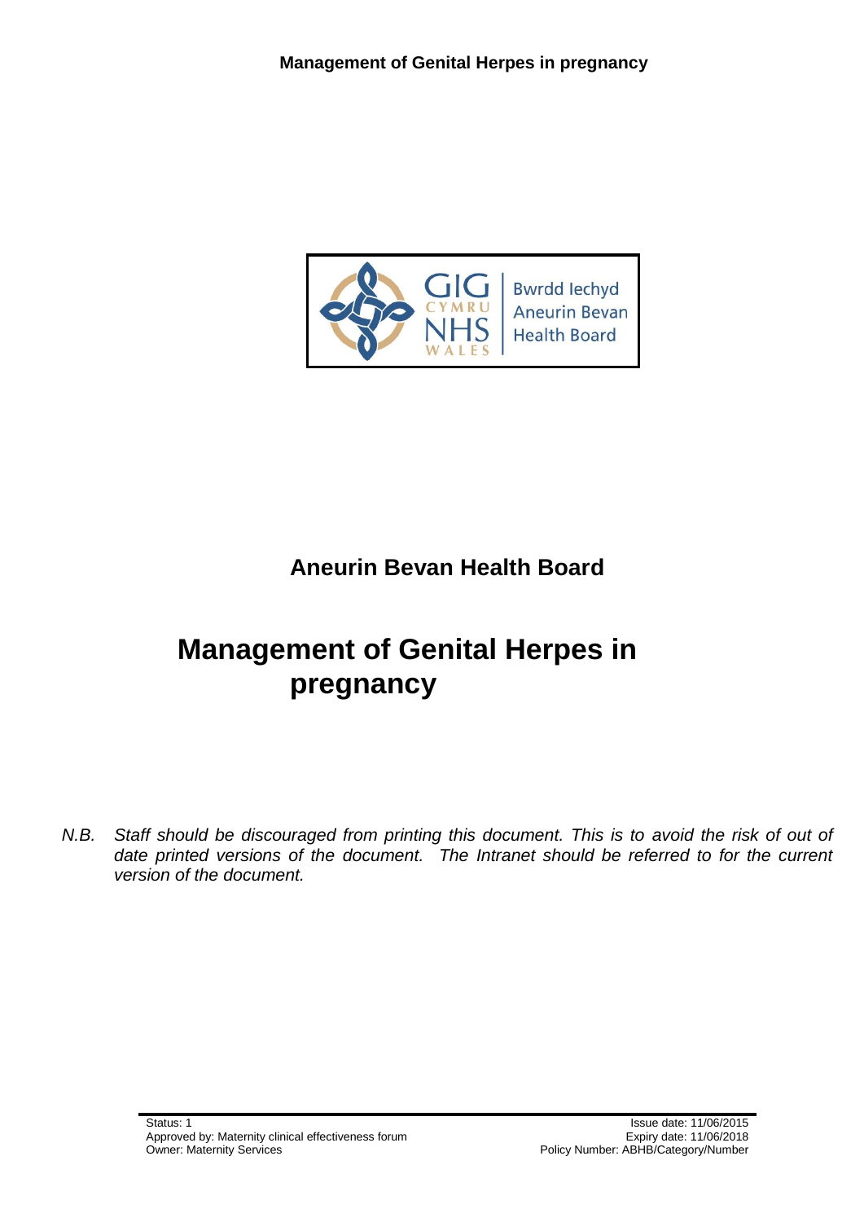# Aneurin Bevan Health Board

# Management of Genital Herpes in pregnancy

*N.B. Staff should be discouraged from printing this document. This is to avoid the risk of out of date printed versions of the document. The Intranet should be referred to for the current version of the document.*

Status: 1
Approved by: Maternity clinical effectiveness forum
Owner: Maternity Services

Issue date: 11/06/2015
Expiry date: 11/06/2018
Policy Number: ABHB/Category/Number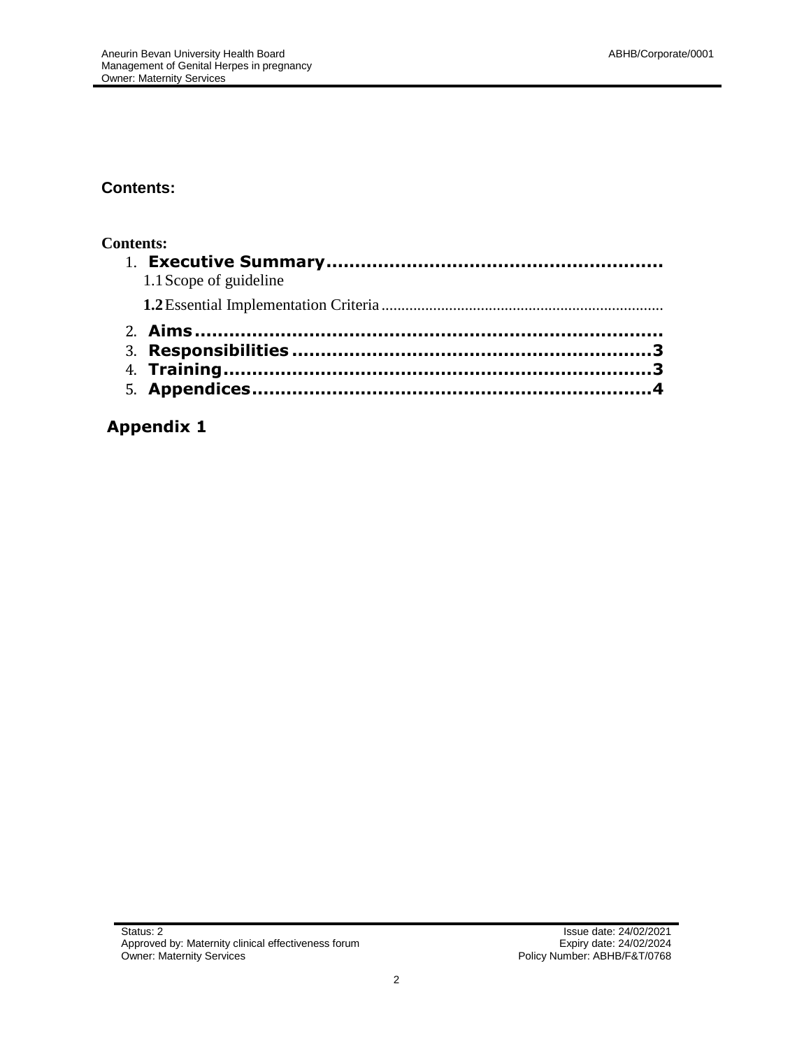## Contents:

**Contents:**

1. **Executive Summary.........................................................**
   - 1.1 Scope of guideline
   - **1.2** Essential Implementation Criteria......................................................................
2. **Aims..................................................................................**
3. **Responsibilities ...............................................................3**
4. **Training...........................................................................3**
5. **Appendices.....................................................................4**

**Appendix 1**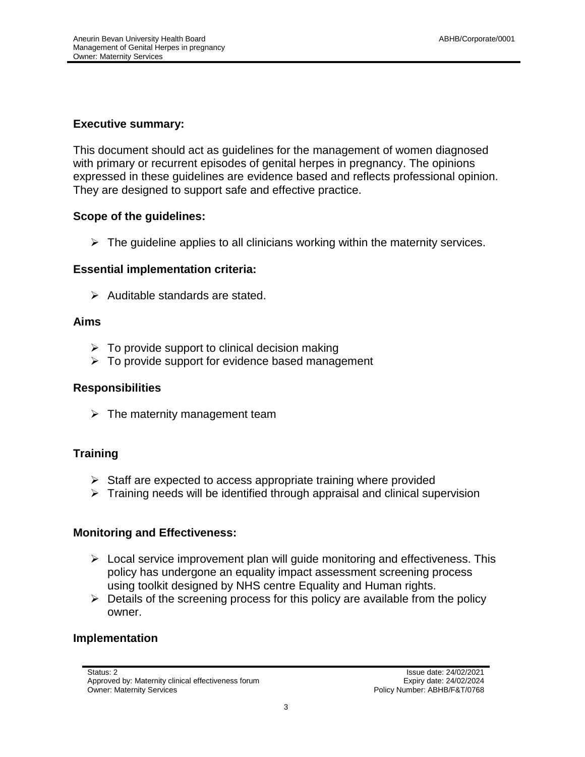**Executive summary:**

This document should act as guidelines for the management of women diagnosed with primary or recurrent episodes of genital herpes in pregnancy. The opinions expressed in these guidelines are evidence based and reflects professional opinion. They are designed to support safe and effective practice.

**Scope of the guidelines:**

- The guideline applies to all clinicians working within the maternity services.

**Essential implementation criteria:**

- Auditable standards are stated.

**Aims**

- To provide support to clinical decision making
- To provide support for evidence based management

**Responsibilities**

- The maternity management team

**Training**

- Staff are expected to access appropriate training where provided
- Training needs will be identified through appraisal and clinical supervision

**Monitoring and Effectiveness:**

- Local service improvement plan will guide monitoring and effectiveness. This policy has undergone an equality impact assessment screening process using toolkit designed by NHS centre Equality and Human rights.
- Details of the screening process for this policy are available from the policy owner.

**Implementation**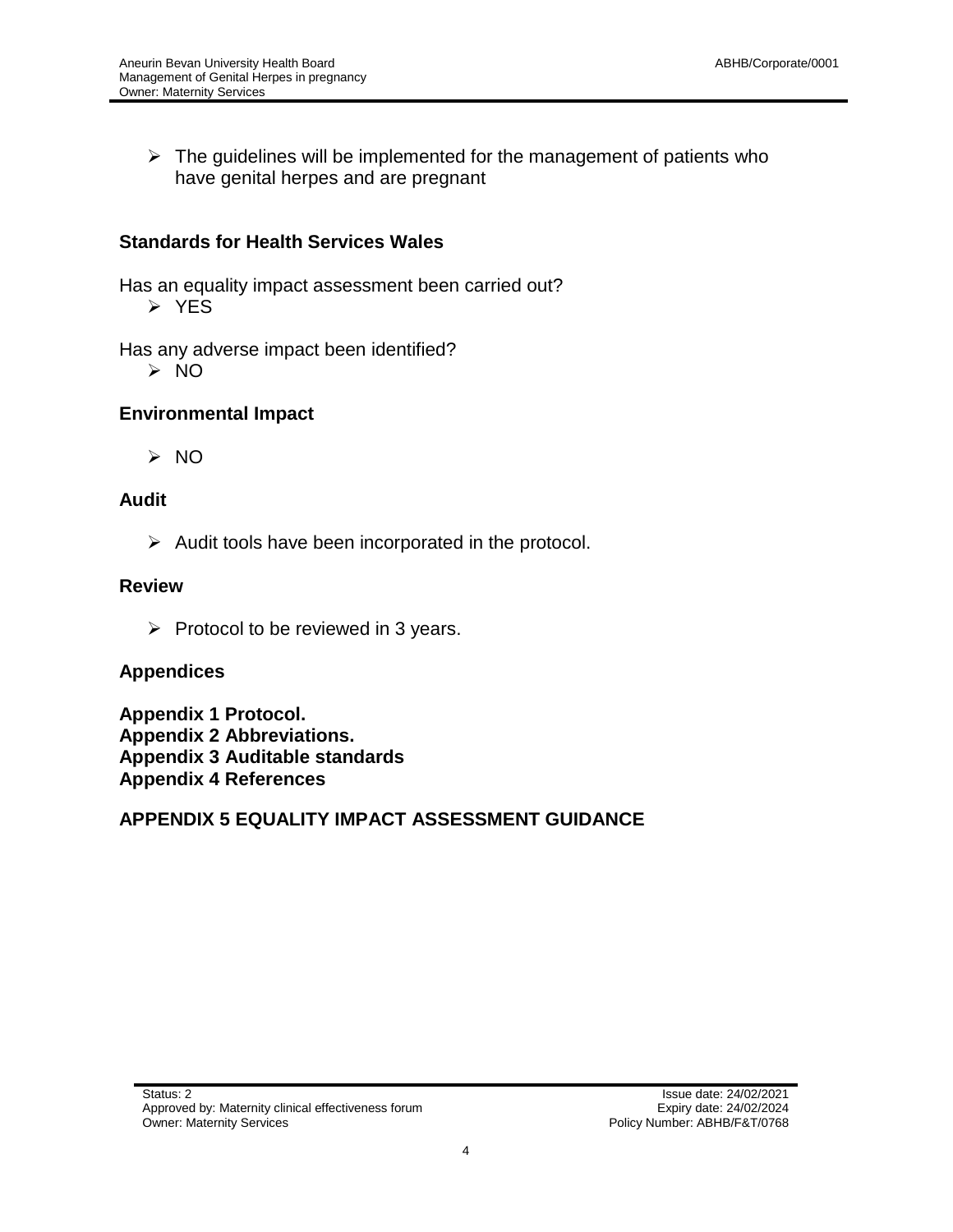- The guidelines will be implemented for the management of patients who have genital herpes and are pregnant

## Standards for Health Services Wales

Has an equality impact assessment been carried out?

- YES

Has any adverse impact been identified?

- NO

## Environmental Impact

- NO

## Audit

- Audit tools have been incorporated in the protocol.

## Review

- Protocol to be reviewed in 3 years.

## Appendices

**Appendix 1 Protocol.**
**Appendix 2 Abbreviations.**
**Appendix 3 Auditable standards**
**Appendix 4 References**

**APPENDIX 5 EQUALITY IMPACT ASSESSMENT GUIDANCE**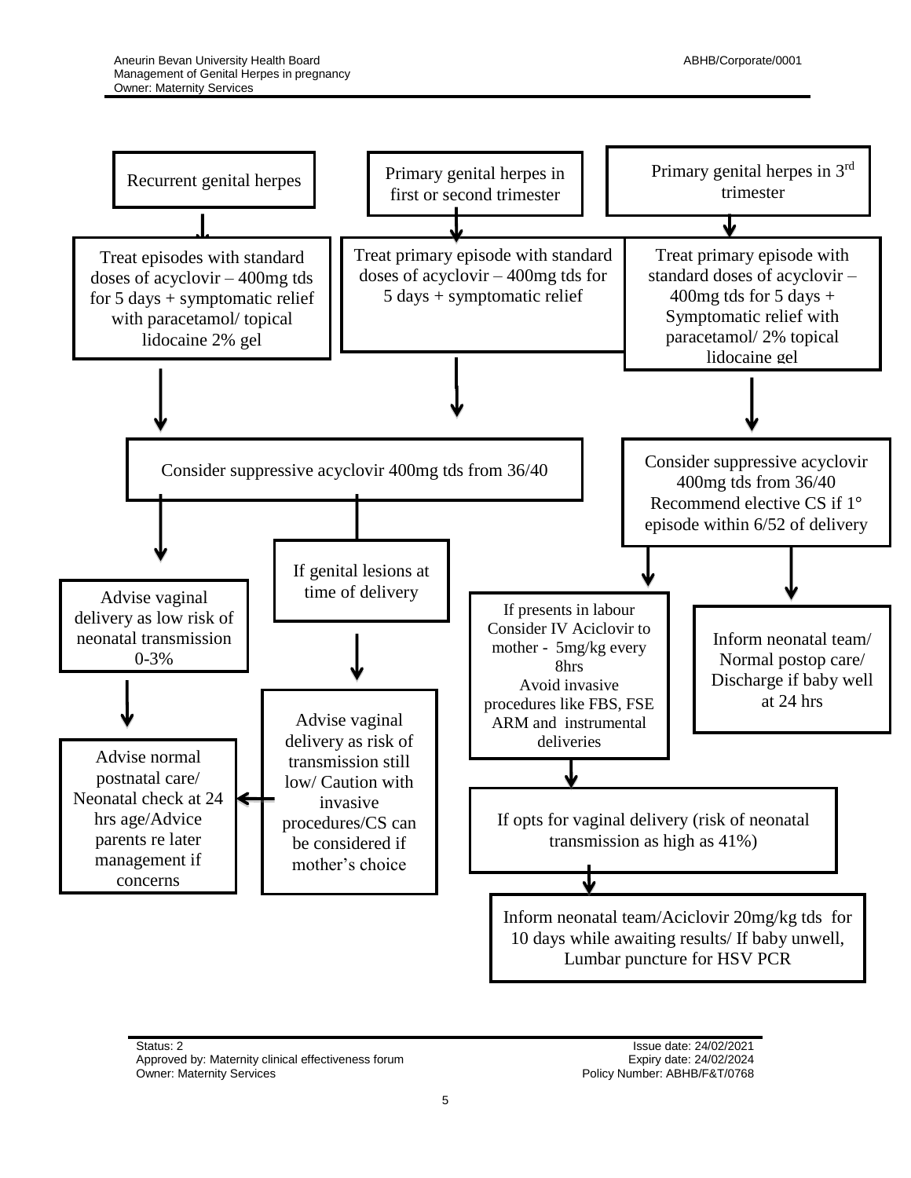**Recurrent genital herpes**

- Treat episodes with standard doses of acyclovir – 400mg tds for 5 days + symptomatic relief with paracetamol/ topical lidocaine 2% gel
  - → Consider suppressive acyclovir 400mg tds from 36/40

**Primary genital herpes in first or second trimester**

- Treat primary episode with standard doses of acyclovir – 400mg tds for 5 days + symptomatic relief
  - → Consider suppressive acyclovir 400mg tds from 36/40

**Consider suppressive acyclovir 400mg tds from 36/40**

- Advise vaginal delivery as low risk of neonatal transmission 0-3%
  - → Advise normal postnatal care/ Neonatal check at 24 hrs age/Advice parents re later management if concerns
- If genital lesions at time of delivery
  - → Advise vaginal delivery as risk of transmission still low/ Caution with invasive procedures/CS can be considered if mother's choice
    - → Advise normal postnatal care/ Neonatal check at 24 hrs age/Advice parents re later management if concerns

**Primary genital herpes in 3rd trimester**

- Treat primary episode with standard doses of acyclovir – 400mg tds for 5 days + Symptomatic relief with paracetamol/ 2% topical lidocaine gel
  - → Consider suppressive acyclovir 400mg tds from 36/40 Recommend elective CS if 1° episode within 6/52 of delivery
    - → If presents in labour Consider IV Aciclovir to mother - 5mg/kg every 8hrs Avoid invasive procedures like FBS, FSE ARM and instrumental deliveries
      - → If opts for vaginal delivery (risk of neonatal transmission as high as 41%)
        - → Inform neonatal team/Aciclovir 20mg/kg tds for 10 days while awaiting results/ If baby unwell, Lumbar puncture for HSV PCR
    - → Inform neonatal team/ Normal postop care/ Discharge if baby well at 24 hrs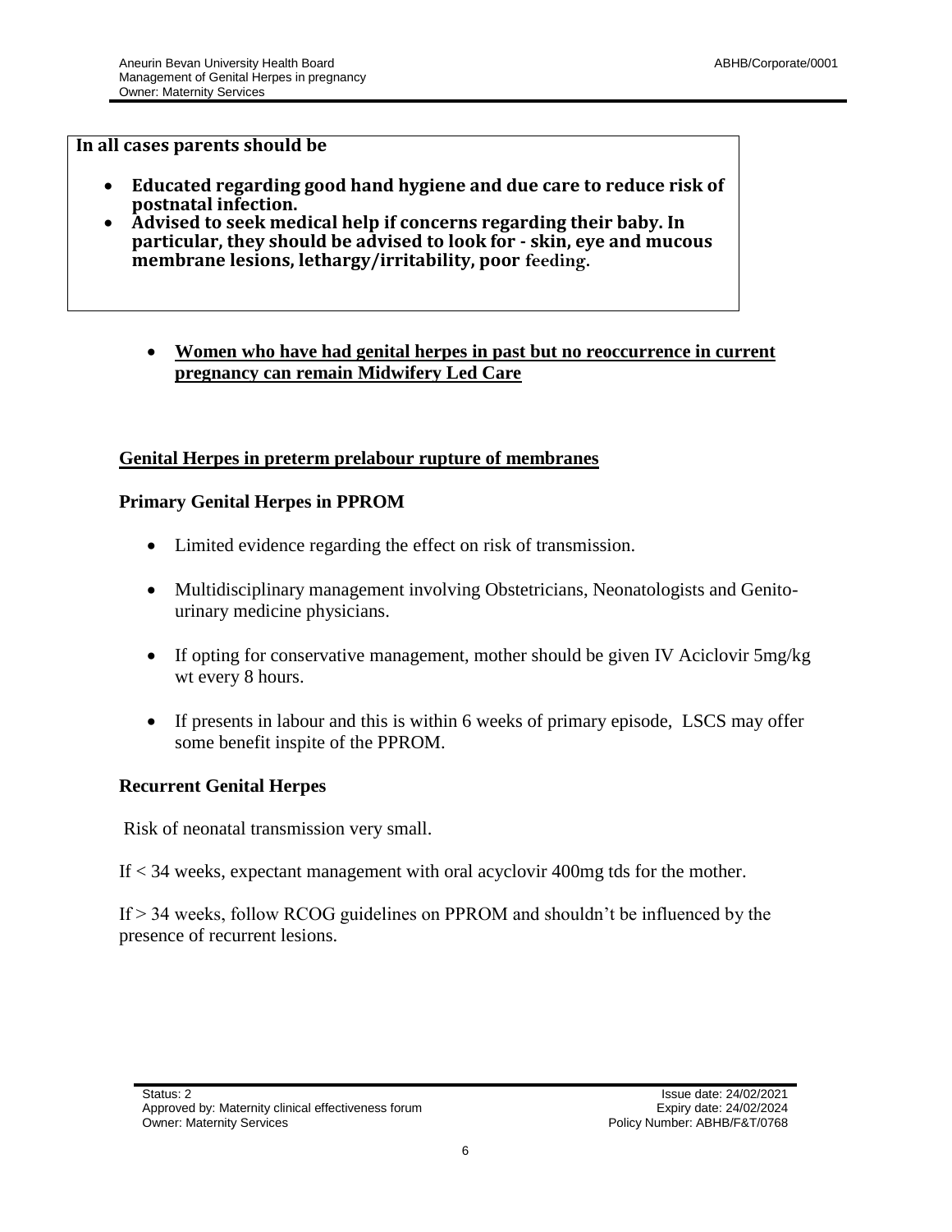**In all cases parents should be**

- **Educated regarding good hand hygiene and due care to reduce risk of postnatal infection.**
- **Advised to seek medical help if concerns regarding their baby. In particular, they should be advised to look for - skin, eye and mucous membrane lesions, lethargy/irritability, poor feeding.**

- **Women who have had genital herpes in past but no reoccurrence in current pregnancy can remain Midwifery Led Care**

## Genital Herpes in preterm prelabour rupture of membranes

### Primary Genital Herpes in PPROM

- Limited evidence regarding the effect on risk of transmission.
- Multidisciplinary management involving Obstetricians, Neonatologists and Genito-urinary medicine physicians.
- If opting for conservative management, mother should be given IV Aciclovir 5mg/kg wt every 8 hours.
- If presents in labour and this is within 6 weeks of primary episode, LSCS may offer some benefit inspite of the PPROM.

### Recurrent Genital Herpes

Risk of neonatal transmission very small.

If < 34 weeks, expectant management with oral acyclovir 400mg tds for the mother.

If > 34 weeks, follow RCOG guidelines on PPROM and shouldn't be influenced by the presence of recurrent lesions.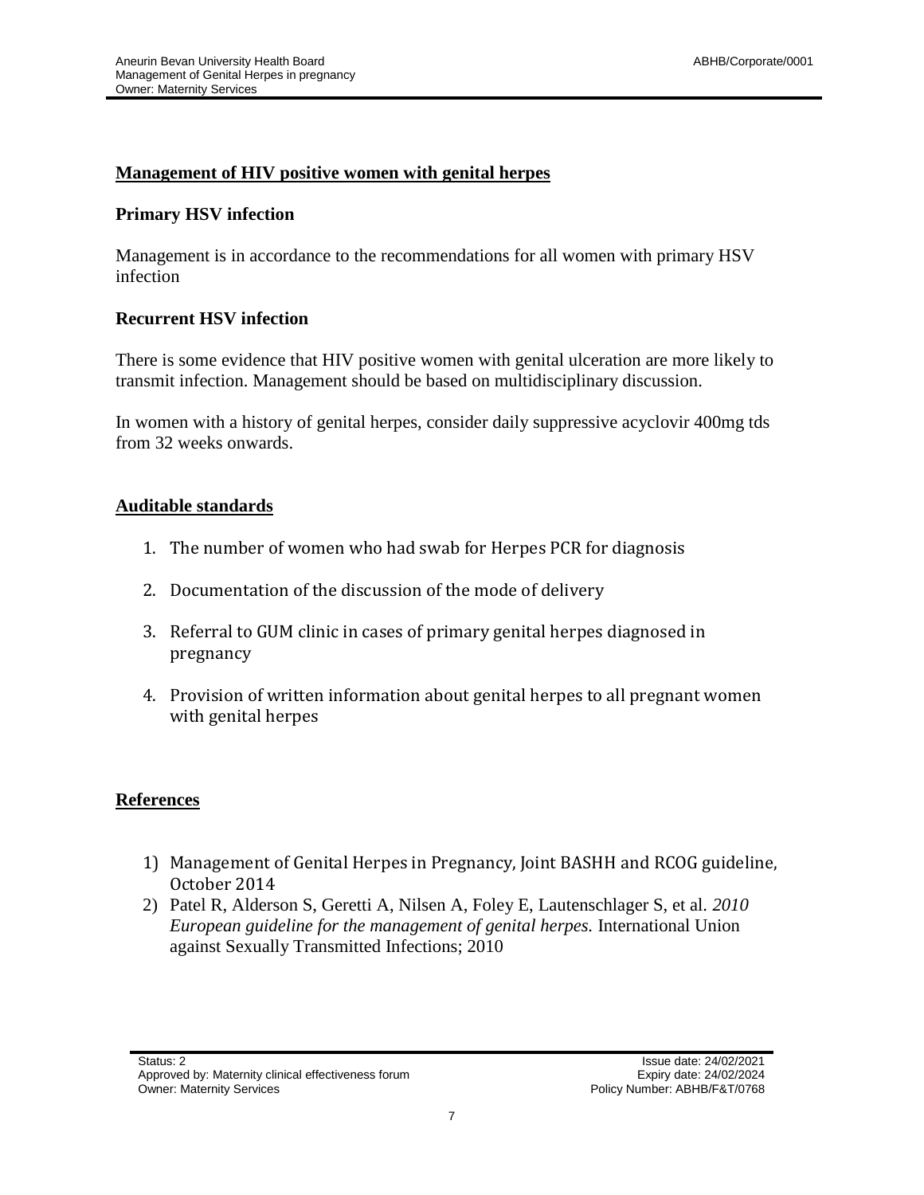## Management of HIV positive women with genital herpes

### Primary HSV infection

Management is in accordance to the recommendations for all women with primary HSV infection

### Recurrent HSV infection

There is some evidence that HIV positive women with genital ulceration are more likely to transmit infection. Management should be based on multidisciplinary discussion.

In women with a history of genital herpes, consider daily suppressive acyclovir 400mg tds from 32 weeks onwards.

## Auditable standards

1. The number of women who had swab for Herpes PCR for diagnosis
2. Documentation of the discussion of the mode of delivery
3. Referral to GUM clinic in cases of primary genital herpes diagnosed in pregnancy
4. Provision of written information about genital herpes to all pregnant women with genital herpes

## References

1) Management of Genital Herpes in Pregnancy, Joint BASHH and RCOG guideline, October 2014
2) Patel R, Alderson S, Geretti A, Nilsen A, Foley E, Lautenschlager S, et al. *2010 European guideline for the management of genital herpes.* International Union against Sexually Transmitted Infections; 2010